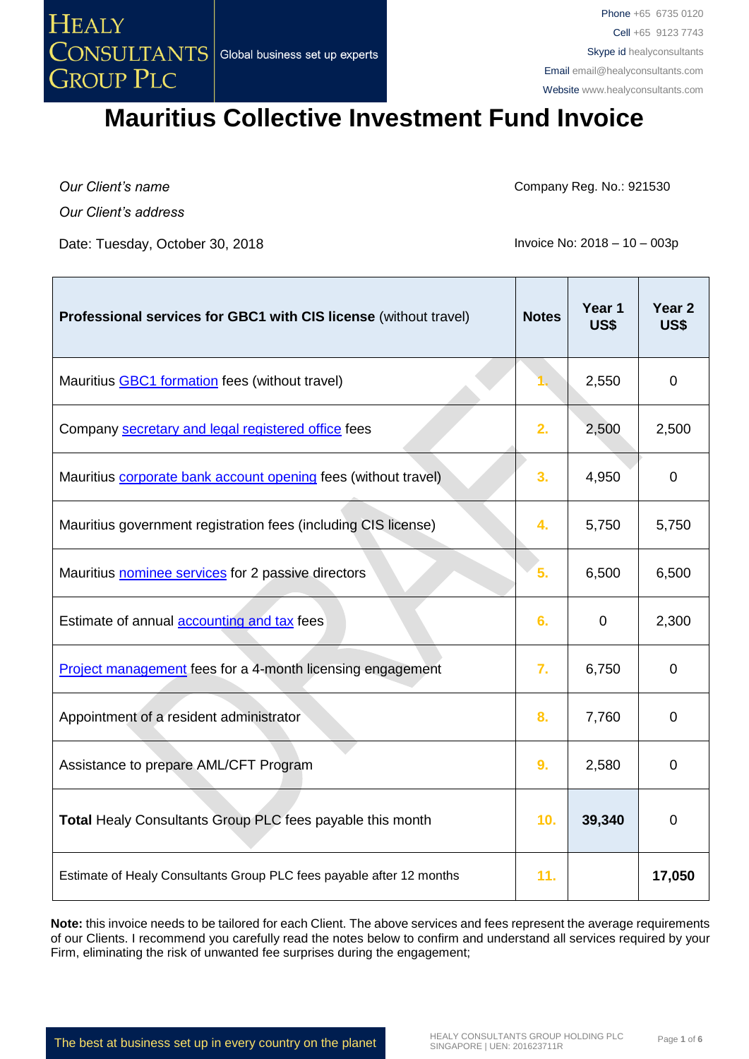HEALY CONSULTANTS GROUP PLC — Global business set up experts

Phone +65 6735 0120
Cell +65 9123 7743
Skype id healyconsultants
Email email@healyconsultants.com
Website www.healyconsultants.com

# Mauritius Collective Investment Fund Invoice

*Our Client's name*

*Our Client's address*

Company Reg. No.: 921530

Date: Tuesday, October 30, 2018

Invoice No: 2018 – 10 – 003p

| **Professional services for GBC1 with CIS license** (without travel) | **Notes** | **Year 1 US$** | **Year 2 US$** |
|---|---|---|---|
| Mauritius GBC1 formation fees (without travel) | 1. | 2,550 | 0 |
| Company secretary and legal registered office fees | 2. | 2,500 | 2,500 |
| Mauritius corporate bank account opening fees (without travel) | 3. | 4,950 | 0 |
| Mauritius government registration fees (including CIS license) | 4. | 5,750 | 5,750 |
| Mauritius nominee services for 2 passive directors | 5. | 6,500 | 6,500 |
| Estimate of annual accounting and tax fees | 6. | 0 | 2,300 |
| Project management fees for a 4-month licensing engagement | 7. | 6,750 | 0 |
| Appointment of a resident administrator | 8. | 7,760 | 0 |
| Assistance to prepare AML/CFT Program | 9. | 2,580 | 0 |
| **Total** Healy Consultants Group PLC fees payable this month | 10. | **39,340** | 0 |
| Estimate of Healy Consultants Group PLC fees payable after 12 months | 11. | | **17,050** |

**Note:** this invoice needs to be tailored for each Client. The above services and fees represent the average requirements of our Clients. I recommend you carefully read the notes below to confirm and understand all services required by your Firm, eliminating the risk of unwanted fee surprises during the engagement;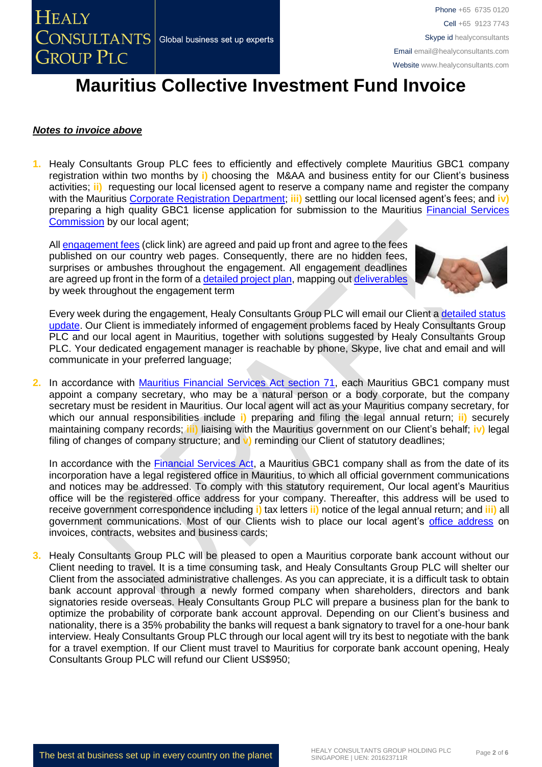# Mauritius Collective Investment Fund Invoice

***Notes to invoice above***

1. Healy Consultants Group PLC fees to efficiently and effectively complete Mauritius GBC1 company registration within two months by **i)** choosing the M&AA and business entity for our Client's business activities; **ii)** requesting our local licensed agent to reserve a company name and register the company with the Mauritius [Corporate Registration Department](); **iii)** settling our local licensed agent's fees; and **iv)** preparing a high quality GBC1 license application for submission to the Mauritius [Financial Services Commission]() by our local agent;

   All [engagement fees]() (click link) are agreed and paid up front and agree to the fees published on our country web pages. Consequently, there are no hidden fees, surprises or ambushes throughout the engagement. All engagement deadlines are agreed up front in the form of a [detailed project plan](), mapping out [deliverables]() by week throughout the engagement term

   Every week during the engagement, Healy Consultants Group PLC will email our Client a [detailed status update](). Our Client is immediately informed of engagement problems faced by Healy Consultants Group PLC and our local agent in Mauritius, together with solutions suggested by Healy Consultants Group PLC. Your dedicated engagement manager is reachable by phone, Skype, live chat and email and will communicate in your preferred language;

2. In accordance with [Mauritius Financial Services Act section 71](), each Mauritius GBC1 company must appoint a company secretary, who may be a natural person or a body corporate, but the company secretary must be resident in Mauritius. Our local agent will act as your Mauritius company secretary, for which our annual responsibilities include **i)** preparing and filing the legal annual return; **ii)** securely maintaining company records; **iii)** liaising with the Mauritius government on our Client's behalf; **iv)** legal filing of changes of company structure; and **v)** reminding our Client of statutory deadlines;

   In accordance with the [Financial Services Act](), a Mauritius GBC1 company shall as from the date of its incorporation have a legal registered office in Mauritius, to which all official government communications and notices may be addressed. To comply with this statutory requirement, Our local agent's Mauritius office will be the registered office address for your company. Thereafter, this address will be used to receive government correspondence including **i)** tax letters **ii)** notice of the legal annual return; and **iii)** all government communications. Most of our Clients wish to place our local agent's [office address]() on invoices, contracts, websites and business cards;

3. Healy Consultants Group PLC will be pleased to open a Mauritius corporate bank account without our Client needing to travel. It is a time consuming task, and Healy Consultants Group PLC will shelter our Client from the associated administrative challenges. As you can appreciate, it is a difficult task to obtain bank account approval through a newly formed company when shareholders, directors and bank signatories reside overseas. Healy Consultants Group PLC will prepare a business plan for the bank to optimize the probability of corporate bank account approval. Depending on our Client's business and nationality, there is a 35% probability the banks will request a bank signatory to travel for a one-hour bank interview. Healy Consultants Group PLC through our local agent will try its best to negotiate with the bank for a travel exemption. If our Client must travel to Mauritius for corporate bank account opening, Healy Consultants Group PLC will refund our Client US$950;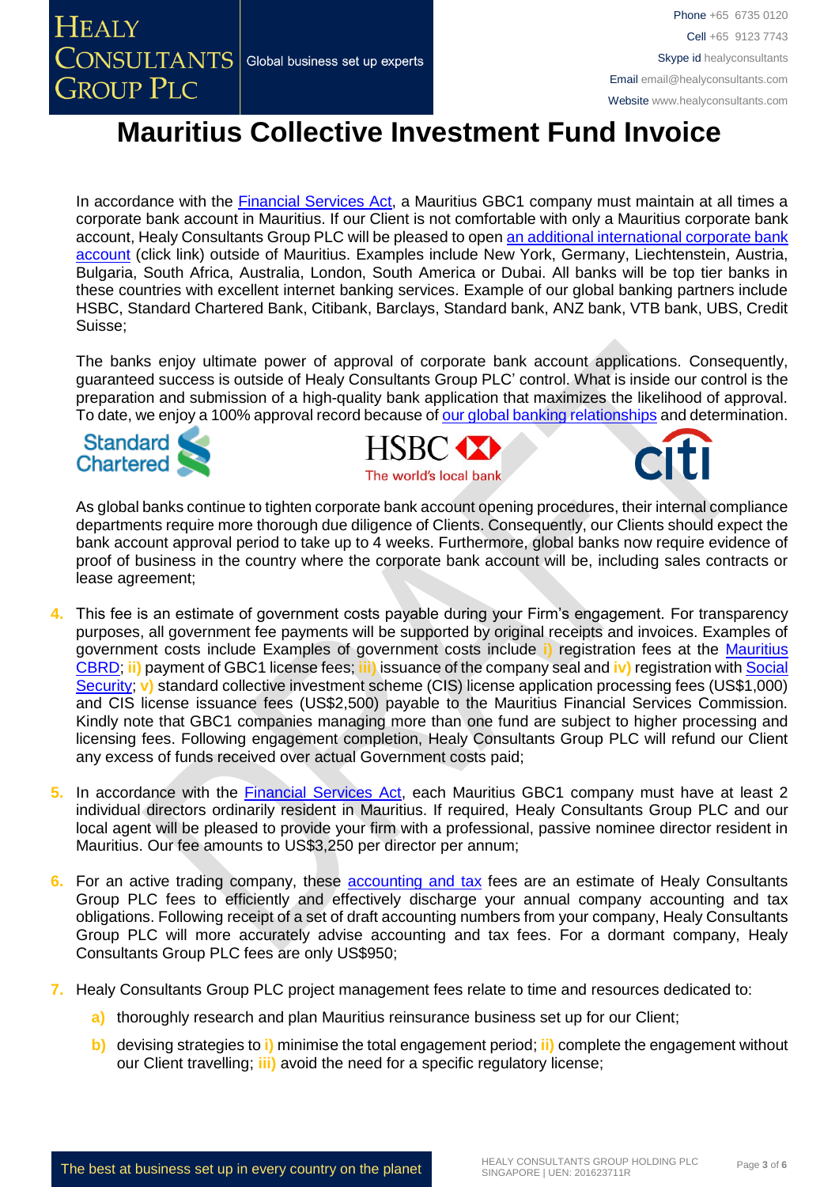# Mauritius Collective Investment Fund Invoice

In accordance with the Financial Services Act, a Mauritius GBC1 company must maintain at all times a corporate bank account in Mauritius. If our Client is not comfortable with only a Mauritius corporate bank account, Healy Consultants Group PLC will be pleased to open an additional international corporate bank account (click link) outside of Mauritius. Examples include New York, Germany, Liechtenstein, Austria, Bulgaria, South Africa, Australia, London, South America or Dubai. All banks will be top tier banks in these countries with excellent internet banking services. Example of our global banking partners include HSBC, Standard Chartered Bank, Citibank, Barclays, Standard bank, ANZ bank, VTB bank, UBS, Credit Suisse;

The banks enjoy ultimate power of approval of corporate bank account applications. Consequently, guaranteed success is outside of Healy Consultants Group PLC' control. What is inside our control is the preparation and submission of a high-quality bank application that maximizes the likelihood of approval. To date, we enjoy a 100% approval record because of our global banking relationships and determination.

As global banks continue to tighten corporate bank account opening procedures, their internal compliance departments require more thorough due diligence of Clients. Consequently, our Clients should expect the bank account approval period to take up to 4 weeks. Furthermore, global banks now require evidence of proof of business in the country where the corporate bank account will be, including sales contracts or lease agreement;

4. This fee is an estimate of government costs payable during your Firm's engagement. For transparency purposes, all government fee payments will be supported by original receipts and invoices. Examples of government costs include Examples of government costs include **i)** registration fees at the Mauritius CBRD; **ii)** payment of GBC1 license fees; **iii)** issuance of the company seal and **iv)** registration with Social Security; **v)** standard collective investment scheme (CIS) license application processing fees (US$1,000) and CIS license issuance fees (US$2,500) payable to the Mauritius Financial Services Commission. Kindly note that GBC1 companies managing more than one fund are subject to higher processing and licensing fees. Following engagement completion, Healy Consultants Group PLC will refund our Client any excess of funds received over actual Government costs paid;

5. In accordance with the Financial Services Act, each Mauritius GBC1 company must have at least 2 individual directors ordinarily resident in Mauritius. If required, Healy Consultants Group PLC and our local agent will be pleased to provide your firm with a professional, passive nominee director resident in Mauritius. Our fee amounts to US$3,250 per director per annum;

6. For an active trading company, these accounting and tax fees are an estimate of Healy Consultants Group PLC fees to efficiently and effectively discharge your annual company accounting and tax obligations. Following receipt of a set of draft accounting numbers from your company, Healy Consultants Group PLC will more accurately advise accounting and tax fees. For a dormant company, Healy Consultants Group PLC fees are only US$950;

7. Healy Consultants Group PLC project management fees relate to time and resources dedicated to:
   - **a)** thoroughly research and plan Mauritius reinsurance business set up for our Client;
   - **b)** devising strategies to **i)** minimise the total engagement period; **ii)** complete the engagement without our Client travelling; **iii)** avoid the need for a specific regulatory license;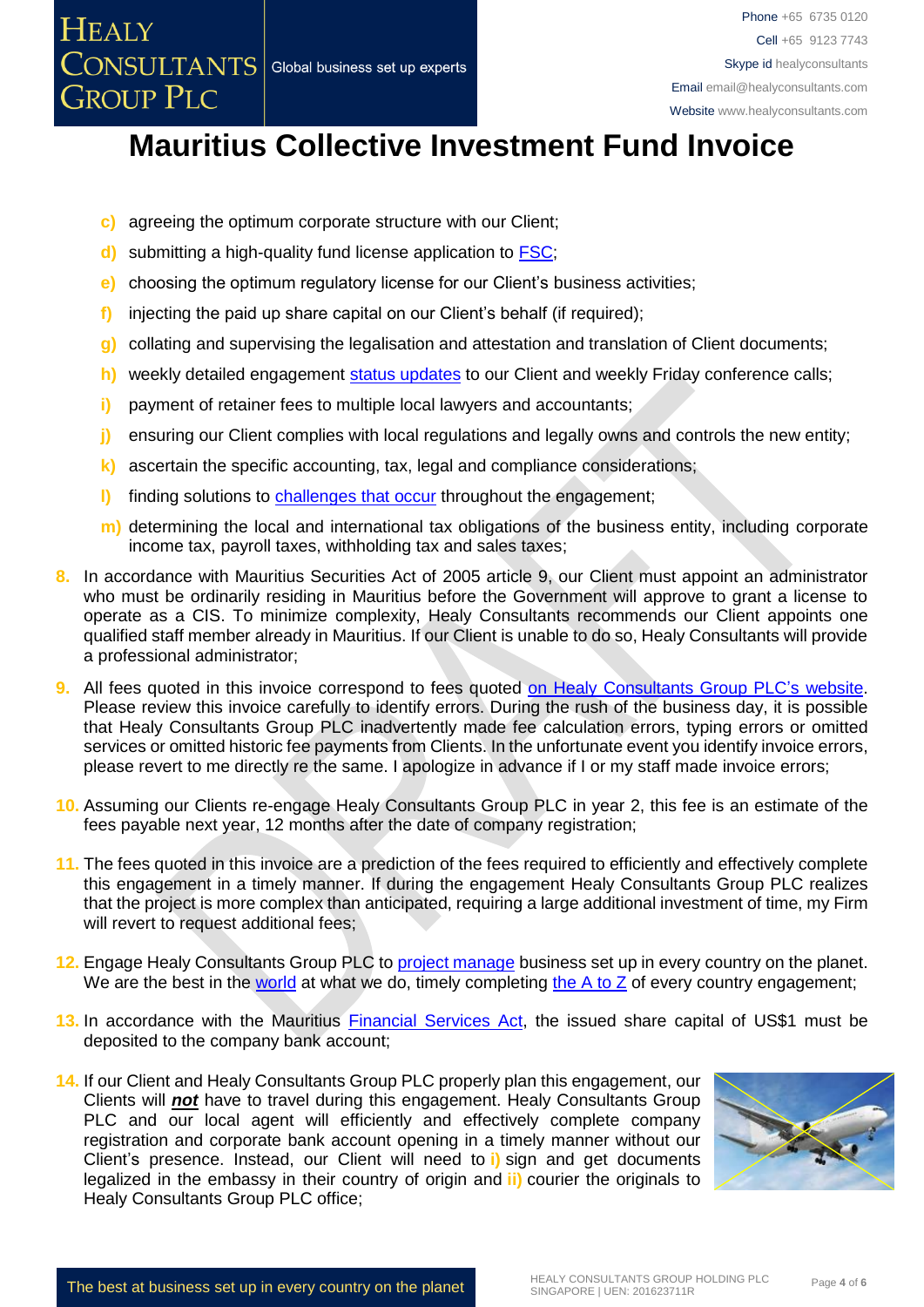# Mauritius Collective Investment Fund Invoice

c) agreeing the optimum corporate structure with our Client;

d) submitting a high-quality fund license application to FSC;

e) choosing the optimum regulatory license for our Client's business activities;

f) injecting the paid up share capital on our Client's behalf (if required);

g) collating and supervising the legalisation and attestation and translation of Client documents;

h) weekly detailed engagement status updates to our Client and weekly Friday conference calls;

i) payment of retainer fees to multiple local lawyers and accountants;

j) ensuring our Client complies with local regulations and legally owns and controls the new entity;

k) ascertain the specific accounting, tax, legal and compliance considerations;

l) finding solutions to challenges that occur throughout the engagement;

m) determining the local and international tax obligations of the business entity, including corporate income tax, payroll taxes, withholding tax and sales taxes;

8. In accordance with Mauritius Securities Act of 2005 article 9, our Client must appoint an administrator who must be ordinarily residing in Mauritius before the Government will approve to grant a license to operate as a CIS. To minimize complexity, Healy Consultants recommends our Client appoints one qualified staff member already in Mauritius. If our Client is unable to do so, Healy Consultants will provide a professional administrator;

9. All fees quoted in this invoice correspond to fees quoted on Healy Consultants Group PLC's website. Please review this invoice carefully to identify errors. During the rush of the business day, it is possible that Healy Consultants Group PLC inadvertently made fee calculation errors, typing errors or omitted services or omitted historic fee payments from Clients. In the unfortunate event you identify invoice errors, please revert to me directly re the same. I apologize in advance if I or my staff made invoice errors;

10. Assuming our Clients re-engage Healy Consultants Group PLC in year 2, this fee is an estimate of the fees payable next year, 12 months after the date of company registration;

11. The fees quoted in this invoice are a prediction of the fees required to efficiently and effectively complete this engagement in a timely manner. If during the engagement Healy Consultants Group PLC realizes that the project is more complex than anticipated, requiring a large additional investment of time, my Firm will revert to request additional fees;

12. Engage Healy Consultants Group PLC to project manage business set up in every country on the planet. We are the best in the world at what we do, timely completing the A to Z of every country engagement;

13. In accordance with the Mauritius Financial Services Act, the issued share capital of US$1 must be deposited to the company bank account;

14. If our Client and Healy Consultants Group PLC properly plan this engagement, our Clients will ***not*** have to travel during this engagement. Healy Consultants Group PLC and our local agent will efficiently and effectively complete company registration and corporate bank account opening in a timely manner without our Client's presence. Instead, our Client will need to i) sign and get documents legalized in the embassy in their country of origin and ii) courier the originals to Healy Consultants Group PLC office;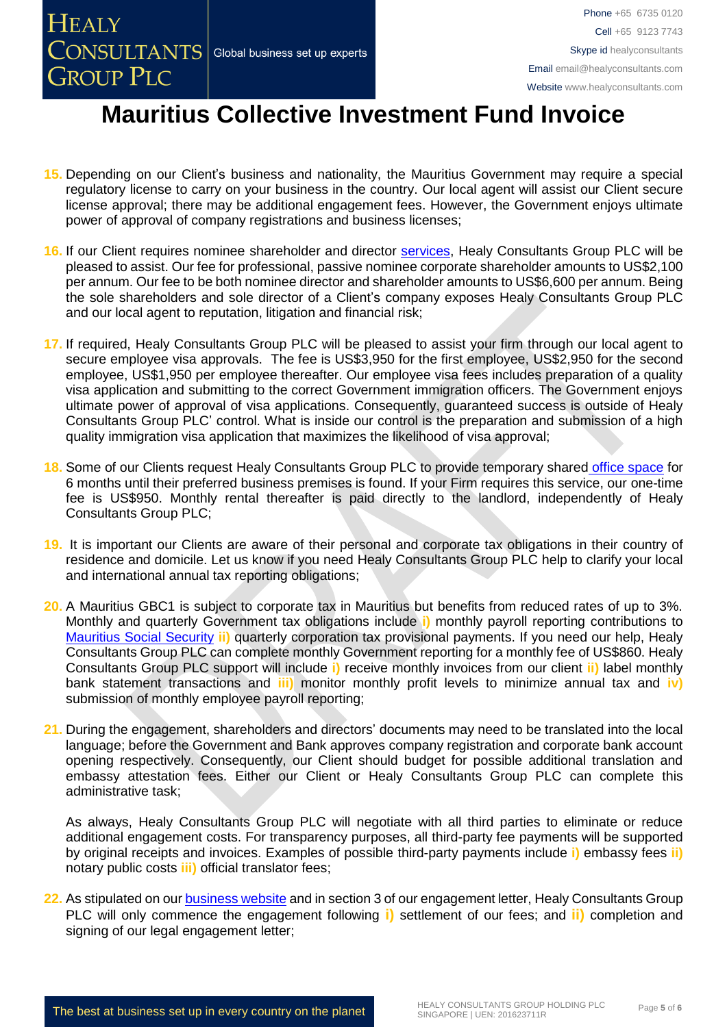# Mauritius Collective Investment Fund Invoice

15. Depending on our Client's business and nationality, the Mauritius Government may require a special regulatory license to carry on your business in the country. Our local agent will assist our Client secure license approval; there may be additional engagement fees. However, the Government enjoys ultimate power of approval of company registrations and business licenses;

16. If our Client requires nominee shareholder and director services, Healy Consultants Group PLC will be pleased to assist. Our fee for professional, passive nominee corporate shareholder amounts to US$2,100 per annum. Our fee to be both nominee director and shareholder amounts to US$6,600 per annum. Being the sole shareholders and sole director of a Client's company exposes Healy Consultants Group PLC and our local agent to reputation, litigation and financial risk;

17. If required, Healy Consultants Group PLC will be pleased to assist your firm through our local agent to secure employee visa approvals. The fee is US$3,950 for the first employee, US$2,950 for the second employee, US$1,950 per employee thereafter. Our employee visa fees includes preparation of a quality visa application and submitting to the correct Government immigration officers. The Government enjoys ultimate power of approval of visa applications. Consequently, guaranteed success is outside of Healy Consultants Group PLC' control. What is inside our control is the preparation and submission of a high quality immigration visa application that maximizes the likelihood of visa approval;

18. Some of our Clients request Healy Consultants Group PLC to provide temporary shared office space for 6 months until their preferred business premises is found. If your Firm requires this service, our one-time fee is US$950. Monthly rental thereafter is paid directly to the landlord, independently of Healy Consultants Group PLC;

19. It is important our Clients are aware of their personal and corporate tax obligations in their country of residence and domicile. Let us know if you need Healy Consultants Group PLC help to clarify your local and international annual tax reporting obligations;

20. A Mauritius GBC1 is subject to corporate tax in Mauritius but benefits from reduced rates of up to 3%. Monthly and quarterly Government tax obligations include i) monthly payroll reporting contributions to Mauritius Social Security ii) quarterly corporation tax provisional payments. If you need our help, Healy Consultants Group PLC can complete monthly Government reporting for a monthly fee of US$860. Healy Consultants Group PLC support will include i) receive monthly invoices from our client ii) label monthly bank statement transactions and iii) monitor monthly profit levels to minimize annual tax and iv) submission of monthly employee payroll reporting;

21. During the engagement, shareholders and directors' documents may need to be translated into the local language; before the Government and Bank approves company registration and corporate bank account opening respectively. Consequently, our Client should budget for possible additional translation and embassy attestation fees. Either our Client or Healy Consultants Group PLC can complete this administrative task;

    As always, Healy Consultants Group PLC will negotiate with all third parties to eliminate or reduce additional engagement costs. For transparency purposes, all third-party fee payments will be supported by original receipts and invoices. Examples of possible third-party payments include i) embassy fees ii) notary public costs iii) official translator fees;

22. As stipulated on our business website and in section 3 of our engagement letter, Healy Consultants Group PLC will only commence the engagement following i) settlement of our fees; and ii) completion and signing of our legal engagement letter;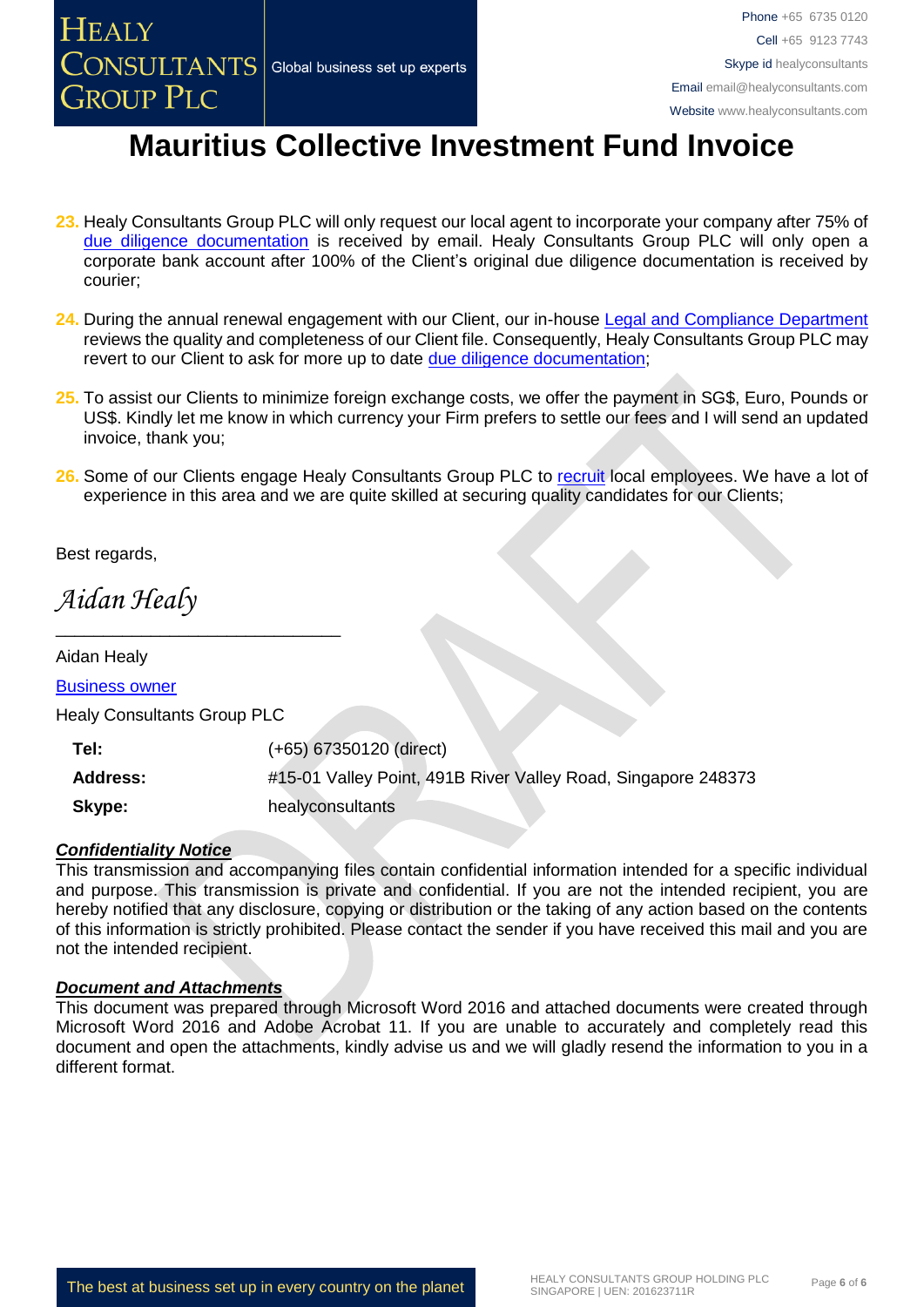# Mauritius Collective Investment Fund Invoice

23. Healy Consultants Group PLC will only request our local agent to incorporate your company after 75% of due diligence documentation is received by email. Healy Consultants Group PLC will only open a corporate bank account after 100% of the Client's original due diligence documentation is received by courier;

24. During the annual renewal engagement with our Client, our in-house Legal and Compliance Department reviews the quality and completeness of our Client file. Consequently, Healy Consultants Group PLC may revert to our Client to ask for more up to date due diligence documentation;

25. To assist our Clients to minimize foreign exchange costs, we offer the payment in SG$, Euro, Pounds or US$. Kindly let me know in which currency your Firm prefers to settle our fees and I will send an updated invoice, thank you;

26. Some of our Clients engage Healy Consultants Group PLC to recruit local employees. We have a lot of experience in this area and we are quite skilled at securing quality candidates for our Clients;

Best regards,

*Aidan Healy*

______________________________

Aidan Healy

Business owner

Healy Consultants Group PLC

| | |
|---|---|
| **Tel:** | (+65) 67350120 (direct) |
| **Address:** | #15-01 Valley Point, 491B River Valley Road, Singapore 248373 |
| **Skype:** | healyconsultants |

***Confidentiality Notice***

This transmission and accompanying files contain confidential information intended for a specific individual and purpose. This transmission is private and confidential. If you are not the intended recipient, you are hereby notified that any disclosure, copying or distribution or the taking of any action based on the contents of this information is strictly prohibited. Please contact the sender if you have received this mail and you are not the intended recipient.

***Document and Attachments***

This document was prepared through Microsoft Word 2016 and attached documents were created through Microsoft Word 2016 and Adobe Acrobat 11. If you are unable to accurately and completely read this document and open the attachments, kindly advise us and we will gladly resend the information to you in a different format.